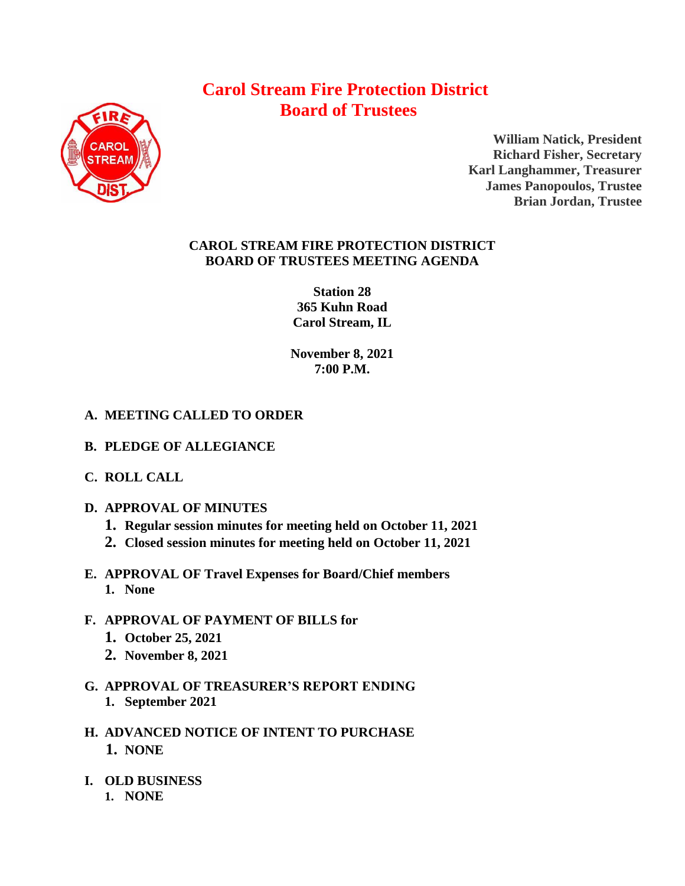# Carol Stream Fire Protection District
# Board of Trustees

**William Natick, President**
**Richard Fisher, Secretary**
**Karl Langhammer, Treasurer**
**James Panopoulos, Trustee**
**Brian Jordan, Trustee**

## CAROL STREAM FIRE PROTECTION DISTRICT
## BOARD OF TRUSTEES MEETING AGENDA

**Station 28**
**365 Kuhn Road**
**Carol Stream, IL**

**November 8, 2021**
**7:00 P.M.**

**A. MEETING CALLED TO ORDER**

**B. PLEDGE OF ALLEGIANCE**

**C. ROLL CALL**

**D. APPROVAL OF MINUTES**

1. **Regular session minutes for meeting held on October 11, 2021**
2. **Closed session minutes for meeting held on October 11, 2021**

**E. APPROVAL OF Travel Expenses for Board/Chief members**

1. **None**

**F. APPROVAL OF PAYMENT OF BILLS for**

1. **October 25, 2021**
2. **November 8, 2021**

**G. APPROVAL OF TREASURER'S REPORT ENDING**

1. **September 2021**

**H. ADVANCED NOTICE OF INTENT TO PURCHASE**

1. **NONE**

**I. OLD BUSINESS**

1. **NONE**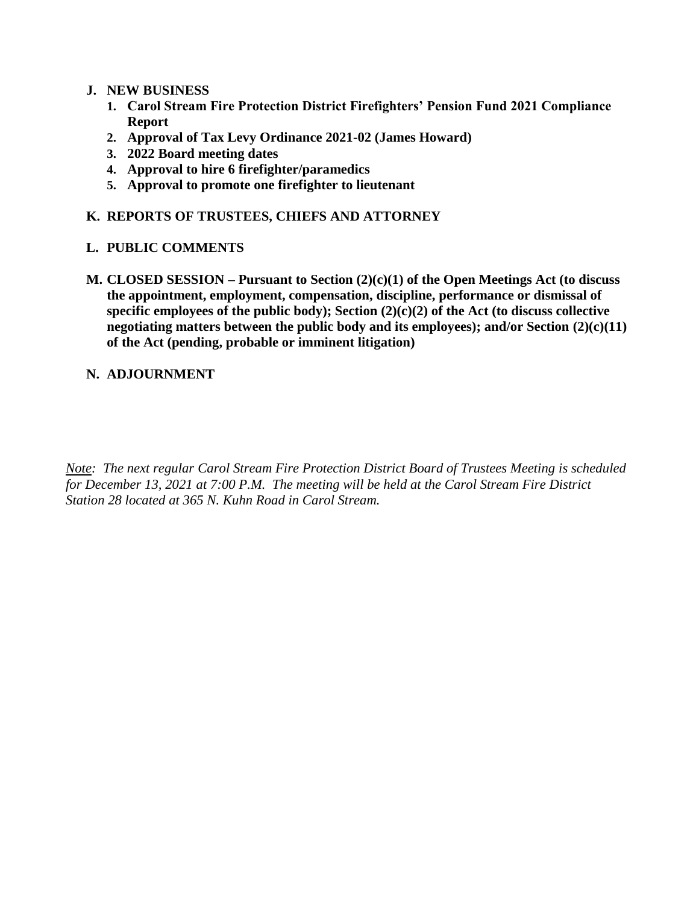**J. NEW BUSINESS**

1. **Carol Stream Fire Protection District Firefighters' Pension Fund 2021 Compliance Report**
2. **Approval of Tax Levy Ordinance 2021-02 (James Howard)**
3. **2022 Board meeting dates**
4. **Approval to hire 6 firefighter/paramedics**
5. **Approval to promote one firefighter to lieutenant**

**K. REPORTS OF TRUSTEES, CHIEFS AND ATTORNEY**

**L. PUBLIC COMMENTS**

**M. CLOSED SESSION – Pursuant to Section (2)(c)(1) of the Open Meetings Act (to discuss the appointment, employment, compensation, discipline, performance or dismissal of specific employees of the public body); Section (2)(c)(2) of the Act (to discuss collective negotiating matters between the public body and its employees); and/or Section (2)(c)(11) of the Act (pending, probable or imminent litigation)**

**N. ADJOURNMENT**

*Note: The next regular Carol Stream Fire Protection District Board of Trustees Meeting is scheduled for December 13, 2021 at 7:00 P.M. The meeting will be held at the Carol Stream Fire District Station 28 located at 365 N. Kuhn Road in Carol Stream.*